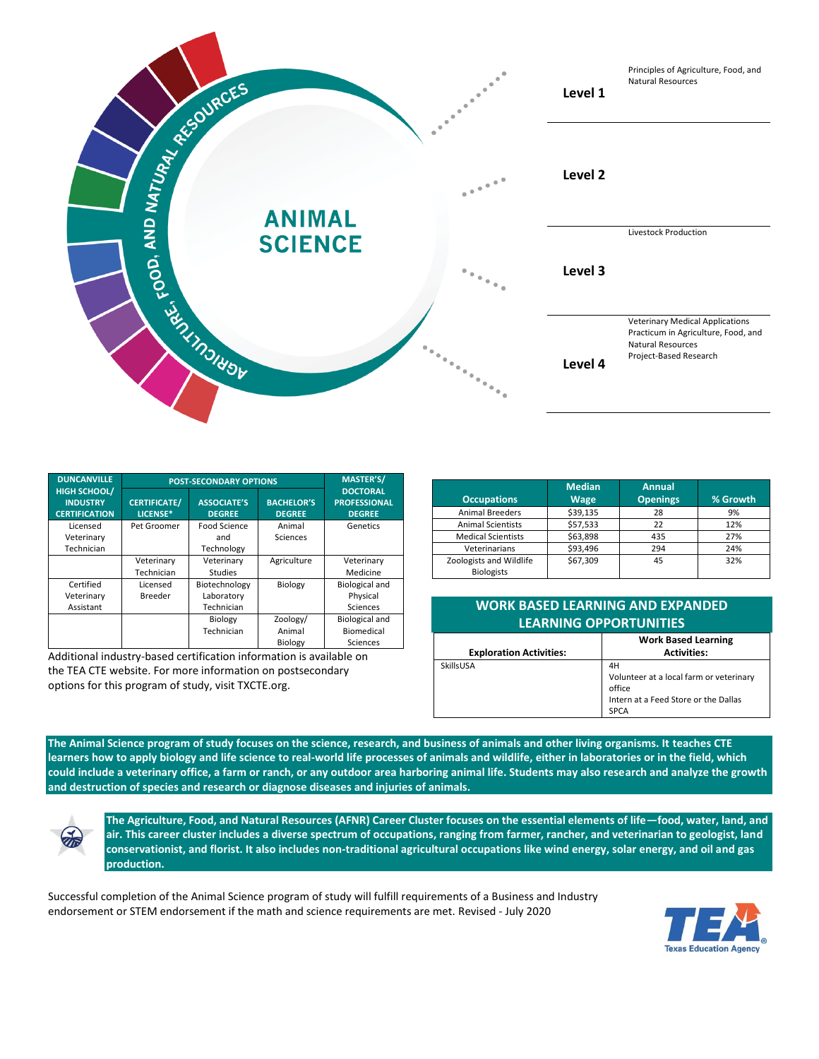# ANIMAL SCIENCE

AGRICULTURE, FOOD, AND NATURAL RESOURCES

**Level 1**
- Principles of Agriculture, Food, and Natural Resources

**Level 2**
- Livestock Production

**Level 3**

**Level 4**
- Veterinary Medical Applications
- Practicum in Agriculture, Food, and Natural Resources
- Project-Based Research

| DUNCANVILLE HIGH SCHOOL/ INDUSTRY CERTIFICATION | POST-SECONDARY OPTIONS | | | MASTER'S/ DOCTORAL PROFESSIONAL DEGREE |
|---|---|---|---|---|
| | CERTIFICATE/ LICENSE* | ASSOCIATE'S DEGREE | BACHELOR'S DEGREE | |
| Licensed Veterinary Technician | Pet Groomer | Food Science and Technology | Animal Sciences | Genetics |
| | Veterinary Technician | Veterinary Studies | Agriculture | Veterinary Medicine |
| Certified Veterinary Assistant | Licensed Breeder | Biotechnology Laboratory Technician | Biology | Biological and Physical Sciences |
| | | Biology Technician | Zoology/ Animal Biology | Biological and Biomedical Sciences |

Additional industry-based certification information is available on the TEA CTE website. For more information on postsecondary options for this program of study, visit TXCTE.org.

| Occupations | Median Wage | Annual Openings | % Growth |
|---|---|---|---|
| Animal Breeders | $39,135 | 28 | 9% |
| Animal Scientists | $57,533 | 22 | 12% |
| Medical Scientists | $63,898 | 435 | 27% |
| Veterinarians | $93,496 | 294 | 24% |
| Zoologists and Wildlife Biologists | $67,309 | 45 | 32% |

## WORK BASED LEARNING AND EXPANDED LEARNING OPPORTUNITIES

| Exploration Activities: | Work Based Learning Activities: |
|---|---|
| SkillsUSA | 4H<br>Volunteer at a local farm or veterinary office<br>Intern at a Feed Store or the Dallas SPCA |

**The Animal Science program of study focuses on the science, research, and business of animals and other living organisms. It teaches CTE learners how to apply biology and life science to real-world life processes of animals and wildlife, either in laboratories or in the field, which could include a veterinary office, a farm or ranch, or any outdoor area harboring animal life. Students may also research and analyze the growth and destruction of species and research or diagnose diseases and injuries of animals.**

**The Agriculture, Food, and Natural Resources (AFNR) Career Cluster focuses on the essential elements of life—food, water, land, and air. This career cluster includes a diverse spectrum of occupations, ranging from farmer, rancher, and veterinarian to geologist, land conservationist, and florist. It also includes non-traditional agricultural occupations like wind energy, solar energy, and oil and gas production.**

Successful completion of the Animal Science program of study will fulfill requirements of a Business and Industry endorsement or STEM endorsement if the math and science requirements are met. Revised - July 2020

TEA Texas Education Agency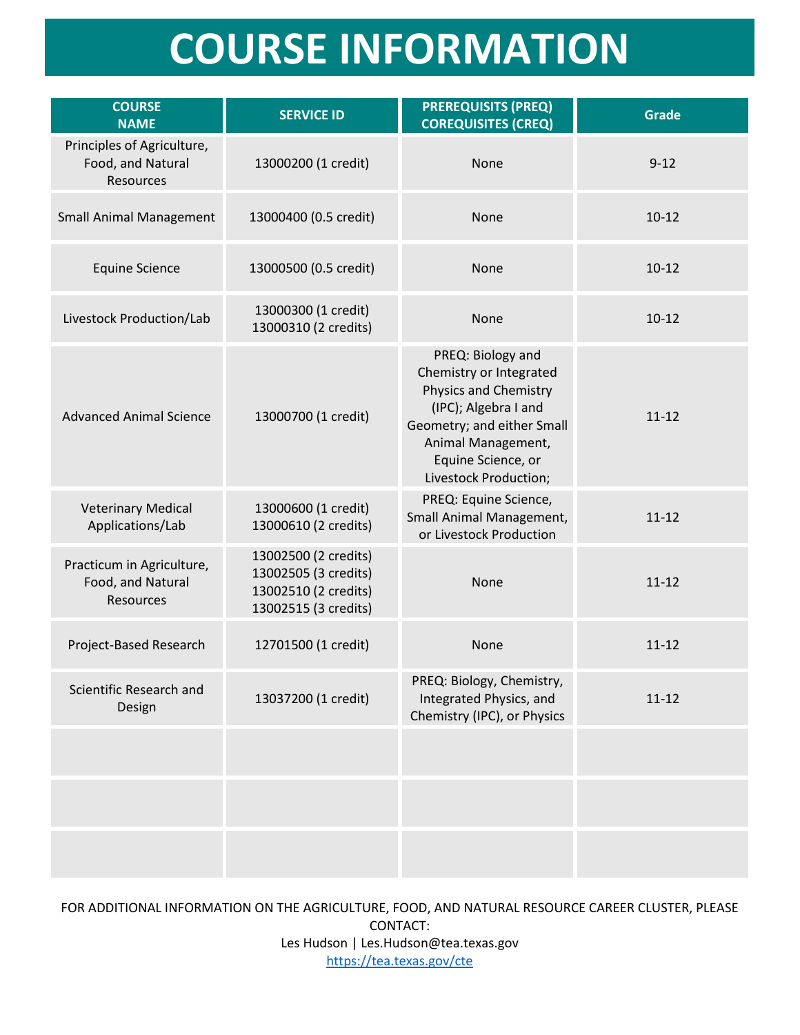# COURSE INFORMATION

| COURSE NAME | SERVICE ID | PREREQUISITS (PREQ) COREQUISITES (CREQ) | Grade |
|---|---|---|---|
| Principles of Agriculture, Food, and Natural Resources | 13000200 (1 credit) | None | 9-12 |
| Small Animal Management | 13000400 (0.5 credit) | None | 10-12 |
| Equine Science | 13000500 (0.5 credit) | None | 10-12 |
| Livestock Production/Lab | 13000300 (1 credit)<br>13000310 (2 credits) | None | 10-12 |
| Advanced Animal Science | 13000700 (1 credit) | PREQ: Biology and Chemistry or Integrated Physics and Chemistry (IPC); Algebra I and Geometry; and either Small Animal Management, Equine Science, or Livestock Production; | 11-12 |
| Veterinary Medical Applications/Lab | 13000600 (1 credit)<br>13000610 (2 credits) | PREQ: Equine Science, Small Animal Management, or Livestock Production | 11-12 |
| Practicum in Agriculture, Food, and Natural Resources | 13002500 (2 credits)<br>13002505 (3 credits)<br>13002510 (2 credits)<br>13002515 (3 credits) | None | 11-12 |
| Project-Based Research | 12701500 (1 credit) | None | 11-12 |
| Scientific Research and Design | 13037200 (1 credit) | PREQ: Biology, Chemistry, Integrated Physics, and Chemistry (IPC), or Physics | 11-12 |
| | | | |
| | | | |
| | | | |

FOR ADDITIONAL INFORMATION ON THE AGRICULTURE, FOOD, AND NATURAL RESOURCE CAREER CLUSTER, PLEASE CONTACT:

Les Hudson | Les.Hudson@tea.texas.gov

https://tea.texas.gov/cte